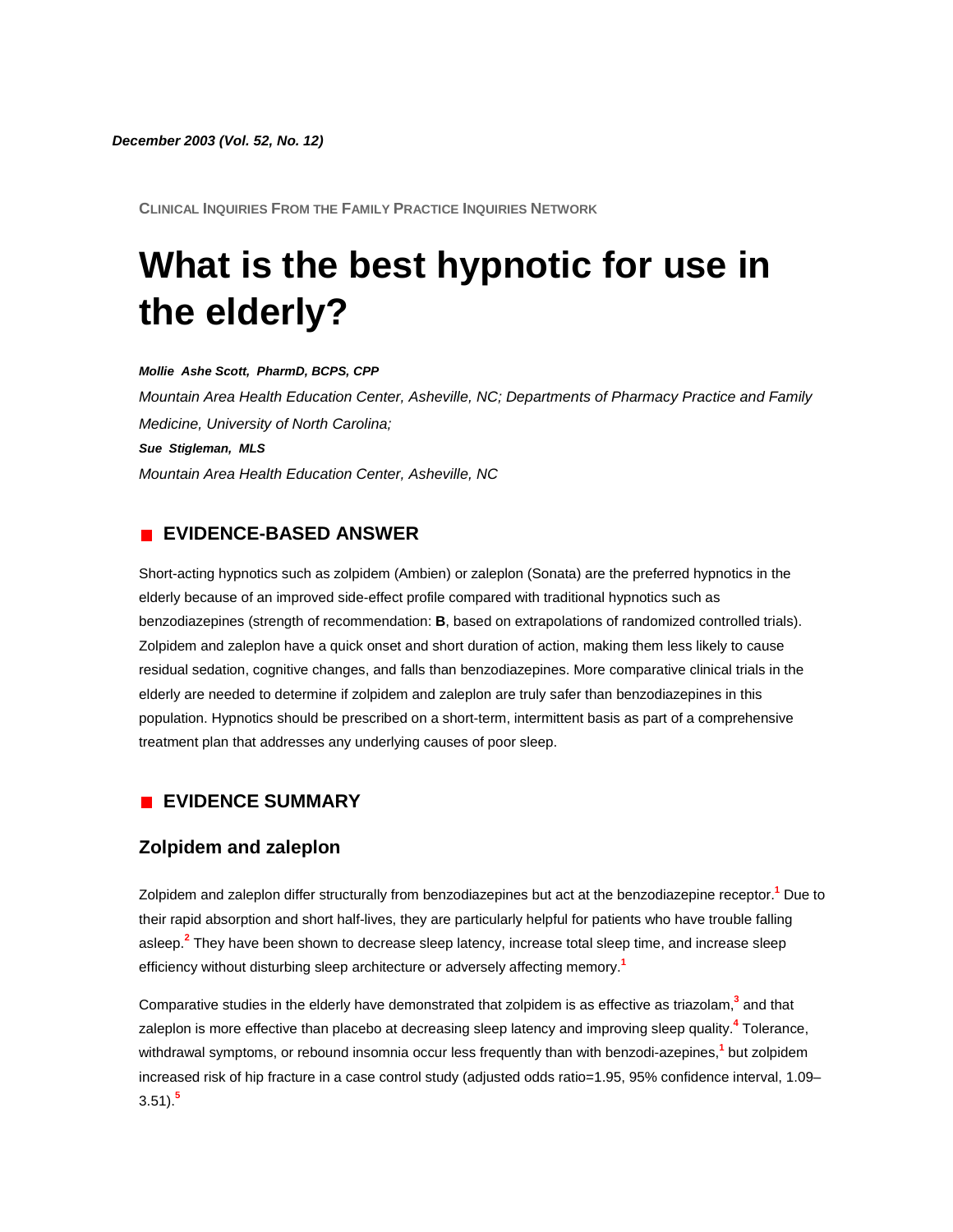*December 2003 (Vol. 52, No. 12)*

CLINICAL INQUIRIES FROM THE FAMILY PRACTICE INQUIRIES NETWORK

# What is the best hypnotic for use in the elderly?

***Mollie Ashe Scott, PharmD, BCPS, CPP***

*Mountain Area Health Education Center, Asheville, NC; Departments of Pharmacy Practice and Family Medicine, University of North Carolina;*

***Sue Stigleman, MLS***

*Mountain Area Health Education Center, Asheville, NC*

## EVIDENCE-BASED ANSWER

Short-acting hypnotics such as zolpidem (Ambien) or zaleplon (Sonata) are the preferred hypnotics in the elderly because of an improved side-effect profile compared with traditional hypnotics such as benzodiazepines (strength of recommendation: **B**, based on extrapolations of randomized controlled trials). Zolpidem and zaleplon have a quick onset and short duration of action, making them less likely to cause residual sedation, cognitive changes, and falls than benzodiazepines. More comparative clinical trials in the elderly are needed to determine if zolpidem and zaleplon are truly safer than benzodiazepines in this population. Hypnotics should be prescribed on a short-term, intermittent basis as part of a comprehensive treatment plan that addresses any underlying causes of poor sleep.

## EVIDENCE SUMMARY

### Zolpidem and zaleplon

Zolpidem and zaleplon differ structurally from benzodiazepines but act at the benzodiazepine receptor.[1] Due to their rapid absorption and short half-lives, they are particularly helpful for patients who have trouble falling asleep.[2] They have been shown to decrease sleep latency, increase total sleep time, and increase sleep efficiency without disturbing sleep architecture or adversely affecting memory.[1]

Comparative studies in the elderly have demonstrated that zolpidem is as effective as triazolam,[3] and that zaleplon is more effective than placebo at decreasing sleep latency and improving sleep quality.[4] Tolerance, withdrawal symptoms, or rebound insomnia occur less frequently than with benzodi-azepines,[1] but zolpidem increased risk of hip fracture in a case control study (adjusted odds ratio=1.95, 95% confidence interval, 1.09–3.51).[5]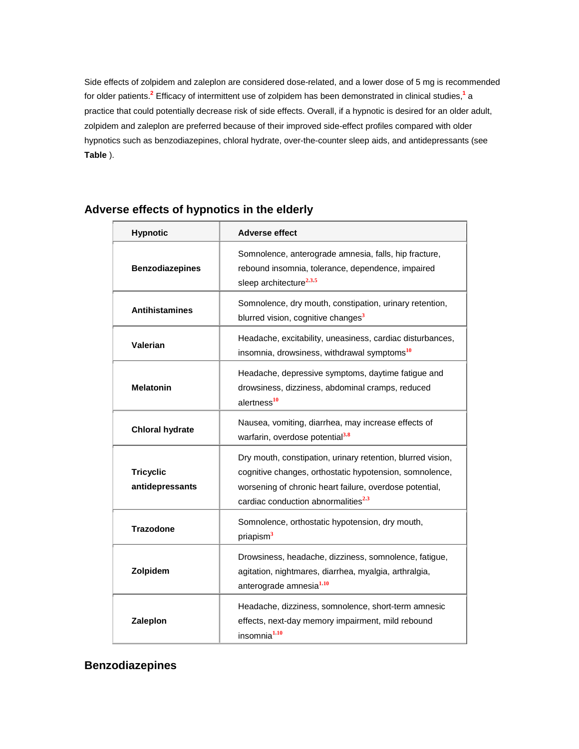Side effects of zolpidem and zaleplon are considered dose-related, and a lower dose of 5 mg is recommended for older patients.[2] Efficacy of intermittent use of zolpidem has been demonstrated in clinical studies,[1] a practice that could potentially decrease risk of side effects. Overall, if a hypnotic is desired for an older adult, zolpidem and zaleplon are preferred because of their improved side-effect profiles compared with older hypnotics such as benzodiazepines, chloral hydrate, over-the-counter sleep aids, and antidepressants (see **Table** ).

## Adverse effects of hypnotics in the elderly

| Hypnotic | Adverse effect |
|---|---|
| **Benzodiazepines** | Somnolence, anterograde amnesia, falls, hip fracture, rebound insomnia, tolerance, dependence, impaired sleep architecture[2,3,5] |
| **Antihistamines** | Somnolence, dry mouth, constipation, urinary retention, blurred vision, cognitive changes[3] |
| **Valerian** | Headache, excitability, uneasiness, cardiac disturbances, insomnia, drowsiness, withdrawal symptoms[10] |
| **Melatonin** | Headache, depressive symptoms, daytime fatigue and drowsiness, dizziness, abdominal cramps, reduced alertness[10] |
| **Chloral hydrate** | Nausea, vomiting, diarrhea, may increase effects of warfarin, overdose potential[3,8] |
| **Tricyclic antidepressants** | Dry mouth, constipation, urinary retention, blurred vision, cognitive changes, orthostatic hypotension, somnolence, worsening of chronic heart failure, overdose potential, cardiac conduction abnormalities[2,3] |
| **Trazodone** | Somnolence, orthostatic hypotension, dry mouth, priapism[3] |
| **Zolpidem** | Drowsiness, headache, dizziness, somnolence, fatigue, agitation, nightmares, diarrhea, myalgia, arthralgia, anterograde amnesia[1,10] |
| **Zaleplon** | Headache, dizziness, somnolence, short-term amnesic effects, next-day memory impairment, mild rebound insomnia[1,10] |

## Benzodiazepines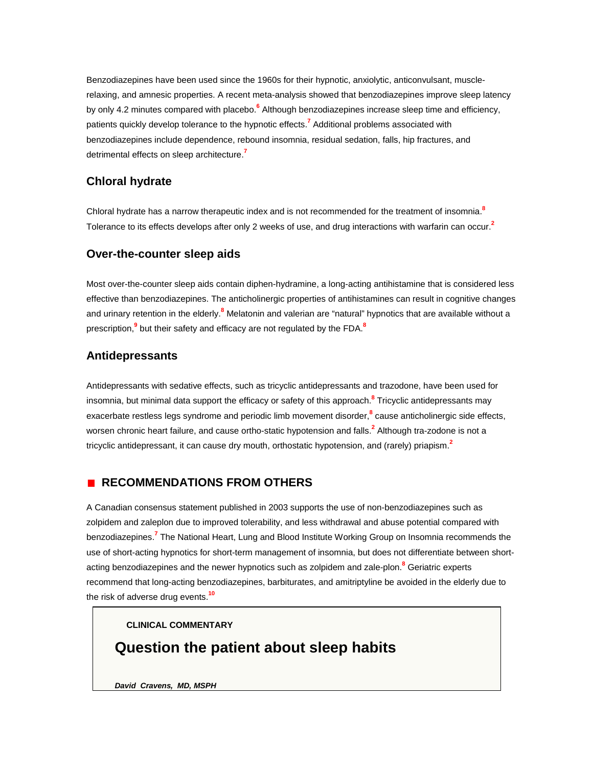Benzodiazepines have been used since the 1960s for their hypnotic, anxiolytic, anticonvulsant, muscle-relaxing, and amnesic properties. A recent meta-analysis showed that benzodiazepines improve sleep latency by only 4.2 minutes compared with placebo.[6] Although benzodiazepines increase sleep time and efficiency, patients quickly develop tolerance to the hypnotic effects.[7] Additional problems associated with benzodiazepines include dependence, rebound insomnia, residual sedation, falls, hip fractures, and detrimental effects on sleep architecture.[7]

### Chloral hydrate

Chloral hydrate has a narrow therapeutic index and is not recommended for the treatment of insomnia.[8] Tolerance to its effects develops after only 2 weeks of use, and drug interactions with warfarin can occur.[2]

### Over-the-counter sleep aids

Most over-the-counter sleep aids contain diphen-hydramine, a long-acting antihistamine that is considered less effective than benzodiazepines. The anticholinergic properties of antihistamines can result in cognitive changes and urinary retention in the elderly.[8] Melatonin and valerian are "natural" hypnotics that are available without a prescription,[9] but their safety and efficacy are not regulated by the FDA.[8]

### Antidepressants

Antidepressants with sedative effects, such as tricyclic antidepressants and trazodone, have been used for insomnia, but minimal data support the efficacy or safety of this approach.[8] Tricyclic antidepressants may exacerbate restless legs syndrome and periodic limb movement disorder,[8] cause anticholinergic side effects, worsen chronic heart failure, and cause ortho-static hypotension and falls.[2] Although tra-zodone is not a tricyclic antidepressant, it can cause dry mouth, orthostatic hypotension, and (rarely) priapism.[2]

## RECOMMENDATIONS FROM OTHERS

A Canadian consensus statement published in 2003 supports the use of non-benzodiazepines such as zolpidem and zaleplon due to improved tolerability, and less withdrawal and abuse potential compared with benzodiazepines.[7] The National Heart, Lung and Blood Institute Working Group on Insomnia recommends the use of short-acting hypnotics for short-term management of insomnia, but does not differentiate between short-acting benzodiazepines and the newer hypnotics such as zolpidem and zale-plon.[8] Geriatric experts recommend that long-acting benzodiazepines, barbiturates, and amitriptyline be avoided in the elderly due to the risk of adverse drug events.[10]

**CLINICAL COMMENTARY**

## Question the patient about sleep habits

***David Cravens, MD, MSPH***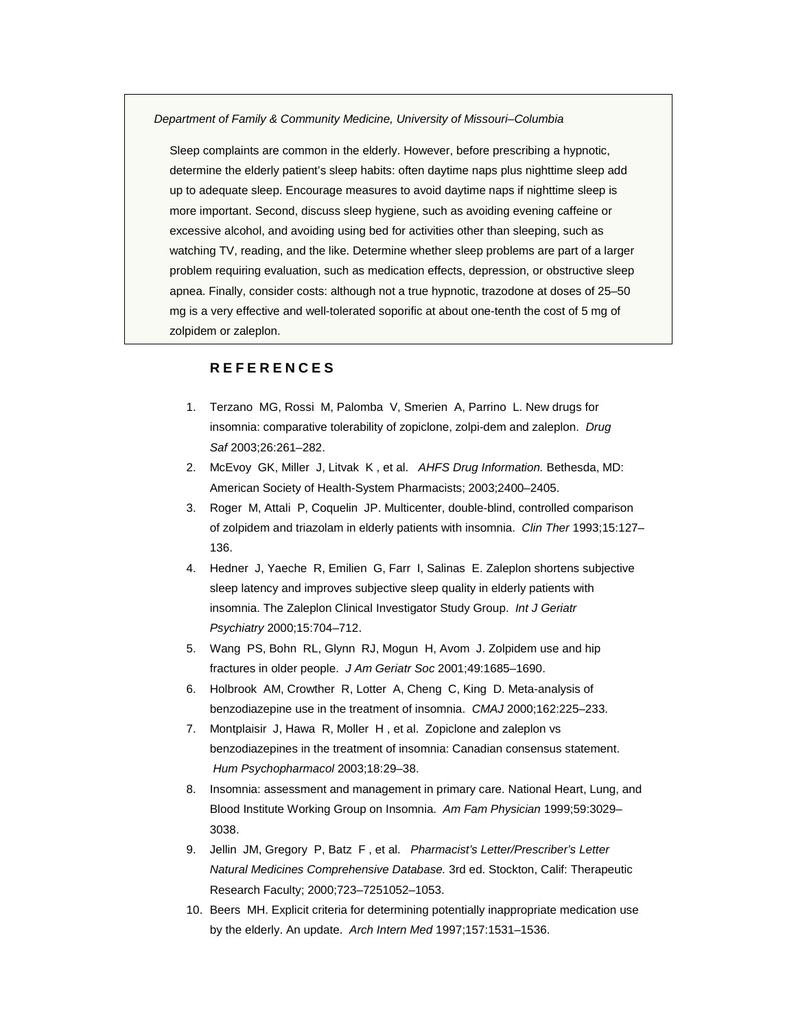*Department of Family & Community Medicine, University of Missouri–Columbia*

Sleep complaints are common in the elderly. However, before prescribing a hypnotic, determine the elderly patient's sleep habits: often daytime naps plus nighttime sleep add up to adequate sleep. Encourage measures to avoid daytime naps if nighttime sleep is more important. Second, discuss sleep hygiene, such as avoiding evening caffeine or excessive alcohol, and avoiding using bed for activities other than sleeping, such as watching TV, reading, and the like. Determine whether sleep problems are part of a larger problem requiring evaluation, such as medication effects, depression, or obstructive sleep apnea. Finally, consider costs: although not a true hypnotic, trazodone at doses of 25–50 mg is a very effective and well-tolerated soporific at about one-tenth the cost of 5 mg of zolpidem or zaleplon.

## REFERENCES

1. Terzano MG, Rossi M, Palomba V, Smerien A, Parrino L. New drugs for insomnia: comparative tolerability of zopiclone, zolpi-dem and zaleplon. *Drug Saf* 2003;26:261–282.
2. McEvoy GK, Miller J, Litvak K , et al. *AHFS Drug Information.* Bethesda, MD: American Society of Health-System Pharmacists; 2003;2400–2405.
3. Roger M, Attali P, Coquelin JP. Multicenter, double-blind, controlled comparison of zolpidem and triazolam in elderly patients with insomnia. *Clin Ther* 1993;15:127–136.
4. Hedner J, Yaeche R, Emilien G, Farr I, Salinas E. Zaleplon shortens subjective sleep latency and improves subjective sleep quality in elderly patients with insomnia. The Zaleplon Clinical Investigator Study Group. *Int J Geriatr Psychiatry* 2000;15:704–712.
5. Wang PS, Bohn RL, Glynn RJ, Mogun H, Avom J. Zolpidem use and hip fractures in older people. *J Am Geriatr Soc* 2001;49:1685–1690.
6. Holbrook AM, Crowther R, Lotter A, Cheng C, King D. Meta-analysis of benzodiazepine use in the treatment of insomnia. *CMAJ* 2000;162:225–233.
7. Montplaisir J, Hawa R, Moller H , et al. Zopiclone and zaleplon vs benzodiazepines in the treatment of insomnia: Canadian consensus statement. *Hum Psychopharmacol* 2003;18:29–38.
8. Insomnia: assessment and management in primary care. National Heart, Lung, and Blood Institute Working Group on Insomnia. *Am Fam Physician* 1999;59:3029–3038.
9. Jellin JM, Gregory P, Batz F , et al. *Pharmacist's Letter/Prescriber's Letter Natural Medicines Comprehensive Database.* 3rd ed. Stockton, Calif: Therapeutic Research Faculty; 2000;723–7251052–1053.
10. Beers MH. Explicit criteria for determining potentially inappropriate medication use by the elderly. An update. *Arch Intern Med* 1997;157:1531–1536.